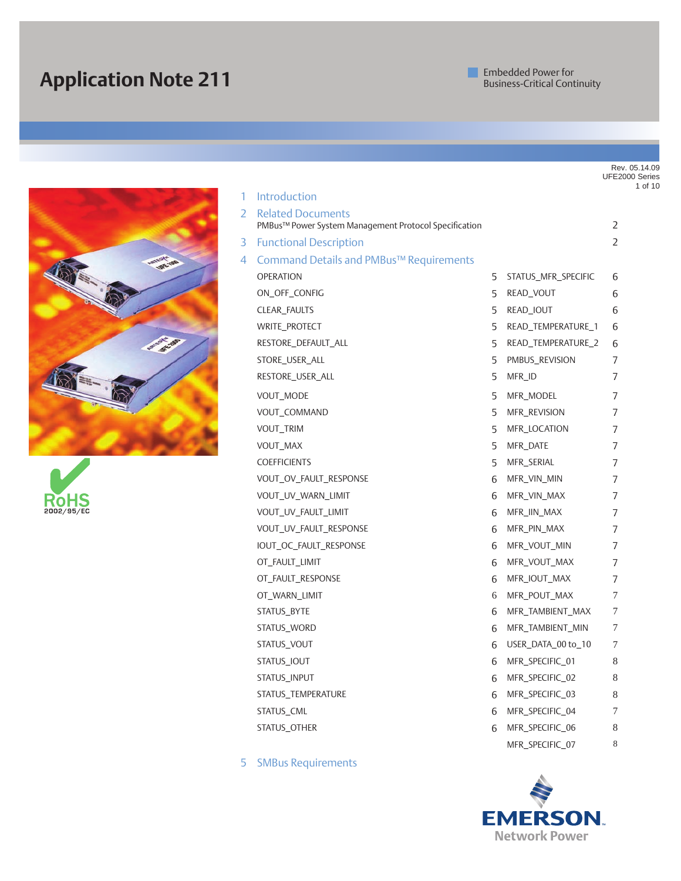# Application Note 211

Embedded Power for Business-Critical Continuity

Rev. 05.14.09
UFE2000 Series

1 Introduction

2 Related Documents

PMBus™ Power System Management Protocol Specification 2

3 Functional Description 2

4 Command Details and PMBus™ Requirements

| Command | Page | Command | Page |
|---|---|---|---|
| OPERATION | 5 | STATUS_MFR_SPECIFIC | 6 |
| ON_OFF_CONFIG | 5 | READ_VOUT | 6 |
| CLEAR_FAULTS | 5 | READ_IOUT | 6 |
| WRITE_PROTECT | 5 | READ_TEMPERATURE_1 | 6 |
| RESTORE_DEFAULT_ALL | 5 | READ_TEMPERATURE_2 | 6 |
| STORE_USER_ALL | 5 | PMBUS_REVISION | 7 |
| RESTORE_USER_ALL | 5 | MFR_ID | 7 |
| VOUT_MODE | 5 | MFR_MODEL | 7 |
| VOUT_COMMAND | 5 | MFR_REVISION | 7 |
| VOUT_TRIM | 5 | MFR_LOCATION | 7 |
| VOUT_MAX | 5 | MFR_DATE | 7 |
| COEFFICIENTS | 5 | MFR_SERIAL | 7 |
| VOUT_OV_FAULT_RESPONSE | 6 | MFR_VIN_MIN | 7 |
| VOUT_UV_WARN_LIMIT | 6 | MFR_VIN_MAX | 7 |
| VOUT_UV_FAULT_LIMIT | 6 | MFR_IIN_MAX | 7 |
| VOUT_UV_FAULT_RESPONSE | 6 | MFR_PIN_MAX | 7 |
| IOUT_OC_FAULT_RESPONSE | 6 | MFR_VOUT_MIN | 7 |
| OT_FAULT_LIMIT | 6 | MFR_VOUT_MAX | 7 |
| OT_FAULT_RESPONSE | 6 | MFR_IOUT_MAX | 7 |
| OT_WARN_LIMIT | 6 | MFR_POUT_MAX | 7 |
| STATUS_BYTE | 6 | MFR_TAMBIENT_MAX | 7 |
| STATUS_WORD | 6 | MFR_TAMBIENT_MIN | 7 |
| STATUS_VOUT | 6 | USER_DATA_00 to_10 | 7 |
| STATUS_IOUT | 6 | MFR_SPECIFIC_01 | 8 |
| STATUS_INPUT | 6 | MFR_SPECIFIC_02 | 8 |
| STATUS_TEMPERATURE | 6 | MFR_SPECIFIC_03 | 8 |
| STATUS_CML | 6 | MFR_SPECIFIC_04 | 7 |
| STATUS_OTHER | 6 | MFR_SPECIFIC_06 | 8 |
| | | MFR_SPECIFIC_07 | 8 |

5 SMBus Requirements

RoHS 2002/95/EC

EMERSON Network Power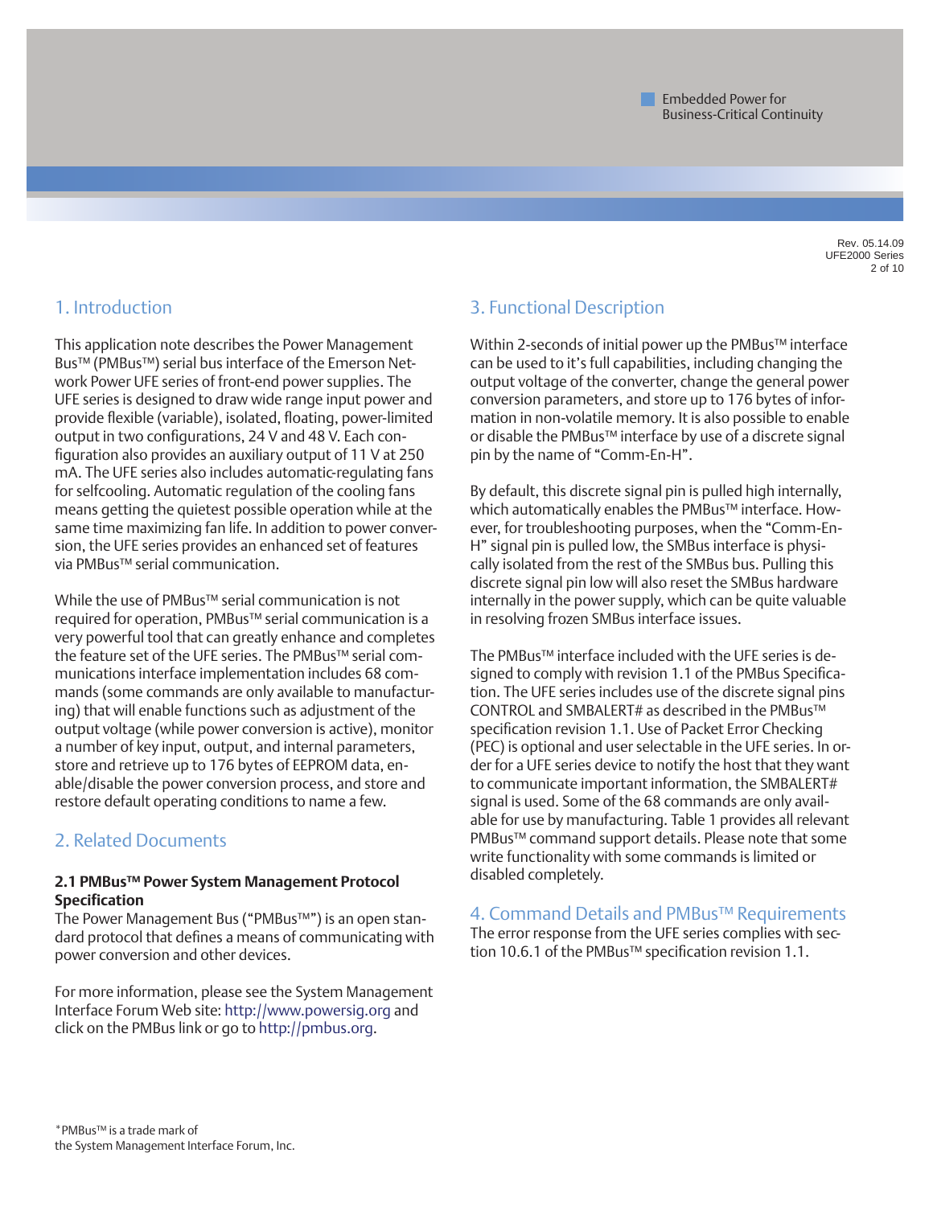## 1. Introduction

This application note describes the Power Management Bus™ (PMBus™) serial bus interface of the Emerson Network Power UFE series of front-end power supplies. The UFE series is designed to draw wide range input power and provide flexible (variable), isolated, floating, power-limited output in two configurations, 24 V and 48 V. Each configuration also provides an auxiliary output of 11 V at 250 mA. The UFE series also includes automatic-regulating fans for selfcooling. Automatic regulation of the cooling fans means getting the quietest possible operation while at the same time maximizing fan life. In addition to power conversion, the UFE series provides an enhanced set of features via PMBus™ serial communication.

While the use of PMBus™ serial communication is not required for operation, PMBus™ serial communication is a very powerful tool that can greatly enhance and completes the feature set of the UFE series. The PMBus™ serial communications interface implementation includes 68 commands (some commands are only available to manufacturing) that will enable functions such as adjustment of the output voltage (while power conversion is active), monitor a number of key input, output, and internal parameters, store and retrieve up to 176 bytes of EEPROM data, enable/disable the power conversion process, and store and restore default operating conditions to name a few.

## 2. Related Documents

**2.1 PMBus™ Power System Management Protocol Specification**

The Power Management Bus ("PMBus™") is an open standard protocol that defines a means of communicating with power conversion and other devices.

For more information, please see the System Management Interface Forum Web site: http://www.powersig.org and click on the PMBus link or go to http://pmbus.org.

## 3. Functional Description

Within 2-seconds of initial power up the PMBus™ interface can be used to it's full capabilities, including changing the output voltage of the converter, change the general power conversion parameters, and store up to 176 bytes of information in non-volatile memory. It is also possible to enable or disable the PMBus™ interface by use of a discrete signal pin by the name of "Comm-En-H".

By default, this discrete signal pin is pulled high internally, which automatically enables the PMBus™ interface. However, for troubleshooting purposes, when the "Comm-En-H" signal pin is pulled low, the SMBus interface is physically isolated from the rest of the SMBus bus. Pulling this discrete signal pin low will also reset the SMBus hardware internally in the power supply, which can be quite valuable in resolving frozen SMBus interface issues.

The PMBus™ interface included with the UFE series is designed to comply with revision 1.1 of the PMBus Specification. The UFE series includes use of the discrete signal pins CONTROL and SMBALERT# as described in the PMBus™ specification revision 1.1. Use of Packet Error Checking (PEC) is optional and user selectable in the UFE series. In order for a UFE series device to notify the host that they want to communicate important information, the SMBALERT# signal is used. Some of the 68 commands are only available for use by manufacturing. Table 1 provides all relevant PMBus™ command support details. Please note that some write functionality with some commands is limited or disabled completely.

## 4. Command Details and PMBus™ Requirements

The error response from the UFE series complies with section 10.6.1 of the PMBus™ specification revision 1.1.

*PMBus™ is a trade mark of the System Management Interface Forum, Inc.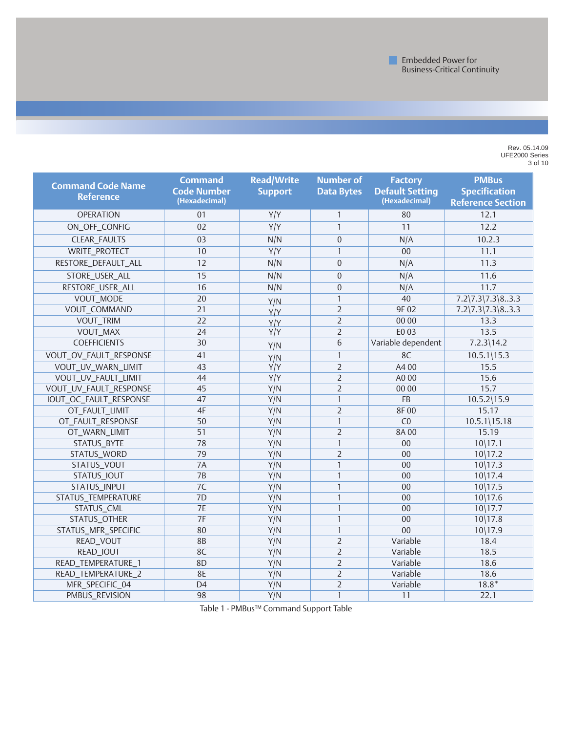| Command Code Name Reference | Command Code Number (Hexadecimal) | Read/Write Support | Number of Data Bytes | Factory Default Setting (Hexadecimal) | PMBus Specification Reference Section |
|---|---|---|---|---|---|
| OPERATION | 01 | Y/Y | 1 | 80 | 12.1 |
| ON_OFF_CONFIG | 02 | Y/Y | 1 | 11 | 12.2 |
| CLEAR_FAULTS | 03 | N/N | 0 | N/A | 10.2.3 |
| WRITE_PROTECT | 10 | Y/Y | 1 | 00 | 11.1 |
| RESTORE_DEFAULT_ALL | 12 | N/N | 0 | N/A | 11.3 |
| STORE_USER_ALL | 15 | N/N | 0 | N/A | 11.6 |
| RESTORE_USER_ALL | 16 | N/N | 0 | N/A | 11.7 |
| VOUT_MODE | 20 | Y/N | 1 | 40 | 7.2\7.3\7.3\8..3.3 |
| VOUT_COMMAND | 21 | Y/Y | 2 | 9E 02 | 7.2\7.3\7.3\8..3.3 |
| VOUT_TRIM | 22 | Y/Y | 2 | 00 00 | 13.3 |
| VOUT_MAX | 24 | Y/Y | 2 | E0 03 | 13.5 |
| COEFFICIENTS | 30 | Y/N | 6 | Variable dependent | 7.2.3\14.2 |
| VOUT_OV_FAULT_RESPONSE | 41 | Y/N | 1 | 8C | 10.5.1\15.3 |
| VOUT_UV_WARN_LIMIT | 43 | Y/Y | 2 | A4 00 | 15.5 |
| VOUT_UV_FAULT_LIMIT | 44 | Y/Y | 2 | A0 00 | 15.6 |
| VOUT_UV_FAULT_RESPONSE | 45 | Y/N | 2 | 00 00 | 15.7 |
| IOUT_OC_FAULT_RESPONSE | 47 | Y/N | 1 | FB | 10.5.2\15.9 |
| OT_FAULT_LIMIT | 4F | Y/N | 2 | 8F 00 | 15.17 |
| OT_FAULT_RESPONSE | 50 | Y/N | 1 | C0 | 10.5.1\15.18 |
| OT_WARN_LIMIT | 51 | Y/N | 2 | 8A 00 | 15.19 |
| STATUS_BYTE | 78 | Y/N | 1 | 00 | 10\17.1 |
| STATUS_WORD | 79 | Y/N | 2 | 00 | 10\17.2 |
| STATUS_VOUT | 7A | Y/N | 1 | 00 | 10\17.3 |
| STATUS_IOUT | 7B | Y/N | 1 | 00 | 10\17.4 |
| STATUS_INPUT | 7C | Y/N | 1 | 00 | 10\17.5 |
| STATUS_TEMPERATURE | 7D | Y/N | 1 | 00 | 10\17.6 |
| STATUS_CML | 7E | Y/N | 1 | 00 | 10\17.7 |
| STATUS_OTHER | 7F | Y/N | 1 | 00 | 10\17.8 |
| STATUS_MFR_SPECIFIC | 80 | Y/N | 1 | 00 | 10\17.9 |
| READ_VOUT | 8B | Y/N | 2 | Variable | 18.4 |
| READ_IOUT | 8C | Y/N | 2 | Variable | 18.5 |
| READ_TEMPERATURE_1 | 8D | Y/N | 2 | Variable | 18.6 |
| READ_TEMPERATURE_2 | 8E | Y/N | 2 | Variable | 18.6 |
| MFR_SPECIFIC_04 | D4 | Y/N | 2 | Variable | 18.8* |
| PMBUS_REVISION | 98 | Y/N | 1 | 11 | 22.1 |

Table 1 - PMBus™ Command Support Table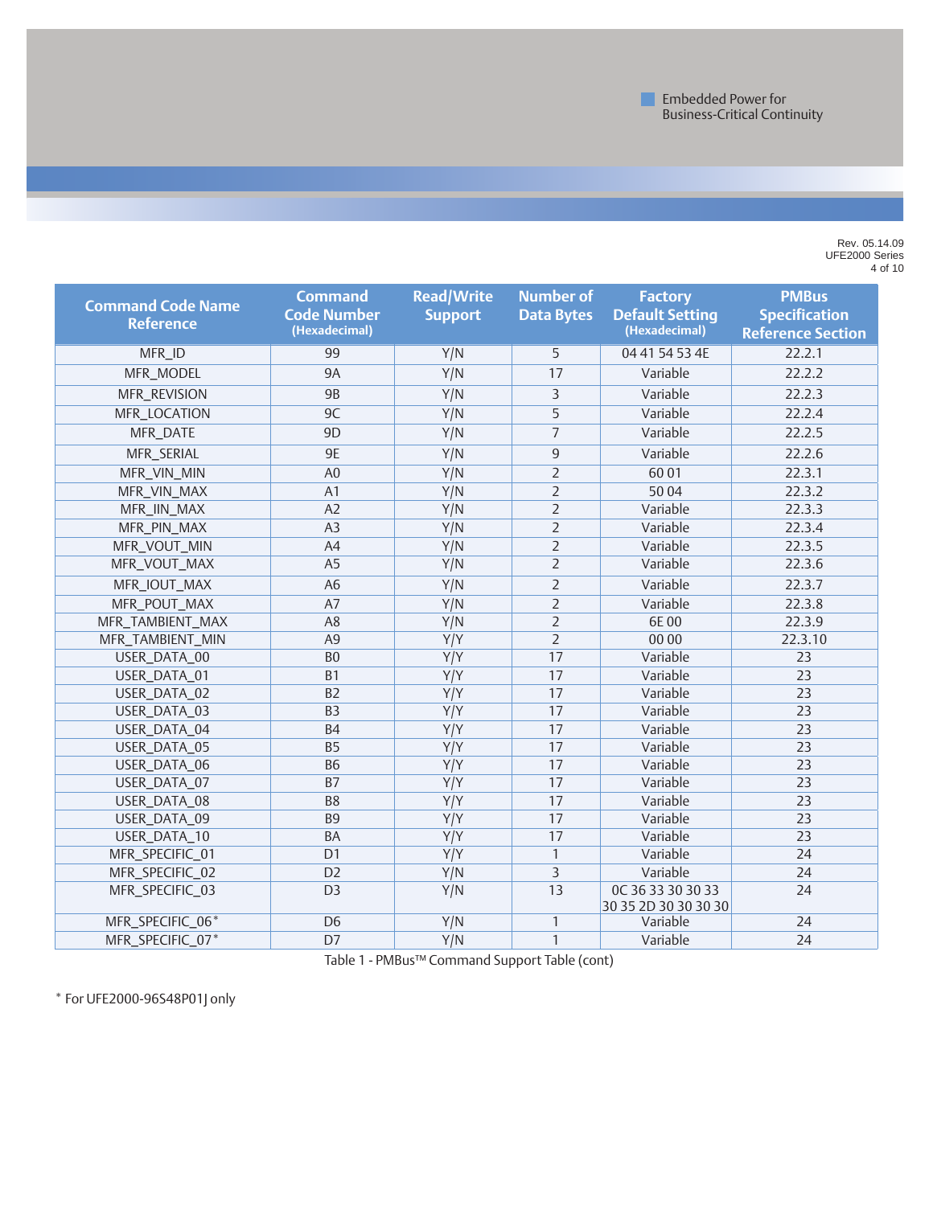| Command Code Name Reference | Command Code Number (Hexadecimal) | Read/Write Support | Number of Data Bytes | Factory Default Setting (Hexadecimal) | PMBus Specification Reference Section |
|---|---|---|---|---|---|
| MFR_ID | 99 | Y/N | 5 | 04 41 54 53 4E | 22.2.1 |
| MFR_MODEL | 9A | Y/N | 17 | Variable | 22.2.2 |
| MFR_REVISION | 9B | Y/N | 3 | Variable | 22.2.3 |
| MFR_LOCATION | 9C | Y/N | 5 | Variable | 22.2.4 |
| MFR_DATE | 9D | Y/N | 7 | Variable | 22.2.5 |
| MFR_SERIAL | 9E | Y/N | 9 | Variable | 22.2.6 |
| MFR_VIN_MIN | A0 | Y/N | 2 | 60 01 | 22.3.1 |
| MFR_VIN_MAX | A1 | Y/N | 2 | 50 04 | 22.3.2 |
| MFR_IIN_MAX | A2 | Y/N | 2 | Variable | 22.3.3 |
| MFR_PIN_MAX | A3 | Y/N | 2 | Variable | 22.3.4 |
| MFR_VOUT_MIN | A4 | Y/N | 2 | Variable | 22.3.5 |
| MFR_VOUT_MAX | A5 | Y/N | 2 | Variable | 22.3.6 |
| MFR_IOUT_MAX | A6 | Y/N | 2 | Variable | 22.3.7 |
| MFR_POUT_MAX | A7 | Y/N | 2 | Variable | 22.3.8 |
| MFR_TAMBIENT_MAX | A8 | Y/N | 2 | 6E 00 | 22.3.9 |
| MFR_TAMBIENT_MIN | A9 | Y/Y | 2 | 00 00 | 22.3.10 |
| USER_DATA_00 | B0 | Y/Y | 17 | Variable | 23 |
| USER_DATA_01 | B1 | Y/Y | 17 | Variable | 23 |
| USER_DATA_02 | B2 | Y/Y | 17 | Variable | 23 |
| USER_DATA_03 | B3 | Y/Y | 17 | Variable | 23 |
| USER_DATA_04 | B4 | Y/Y | 17 | Variable | 23 |
| USER_DATA_05 | B5 | Y/Y | 17 | Variable | 23 |
| USER_DATA_06 | B6 | Y/Y | 17 | Variable | 23 |
| USER_DATA_07 | B7 | Y/Y | 17 | Variable | 23 |
| USER_DATA_08 | B8 | Y/Y | 17 | Variable | 23 |
| USER_DATA_09 | B9 | Y/Y | 17 | Variable | 23 |
| USER_DATA_10 | BA | Y/Y | 17 | Variable | 23 |
| MFR_SPECIFIC_01 | D1 | Y/Y | 1 | Variable | 24 |
| MFR_SPECIFIC_02 | D2 | Y/N | 3 | Variable | 24 |
| MFR_SPECIFIC_03 | D3 | Y/N | 13 | 0C 36 33 30 30 33 30 35 2D 30 30 30 30 30 | 24 |
| MFR_SPECIFIC_06* | D6 | Y/N | 1 | Variable | 24 |
| MFR_SPECIFIC_07* | D7 | Y/N | 1 | Variable | 24 |

Table 1 - PMBus™ Command Support Table (cont)

\* For UFE2000-96S48P01J only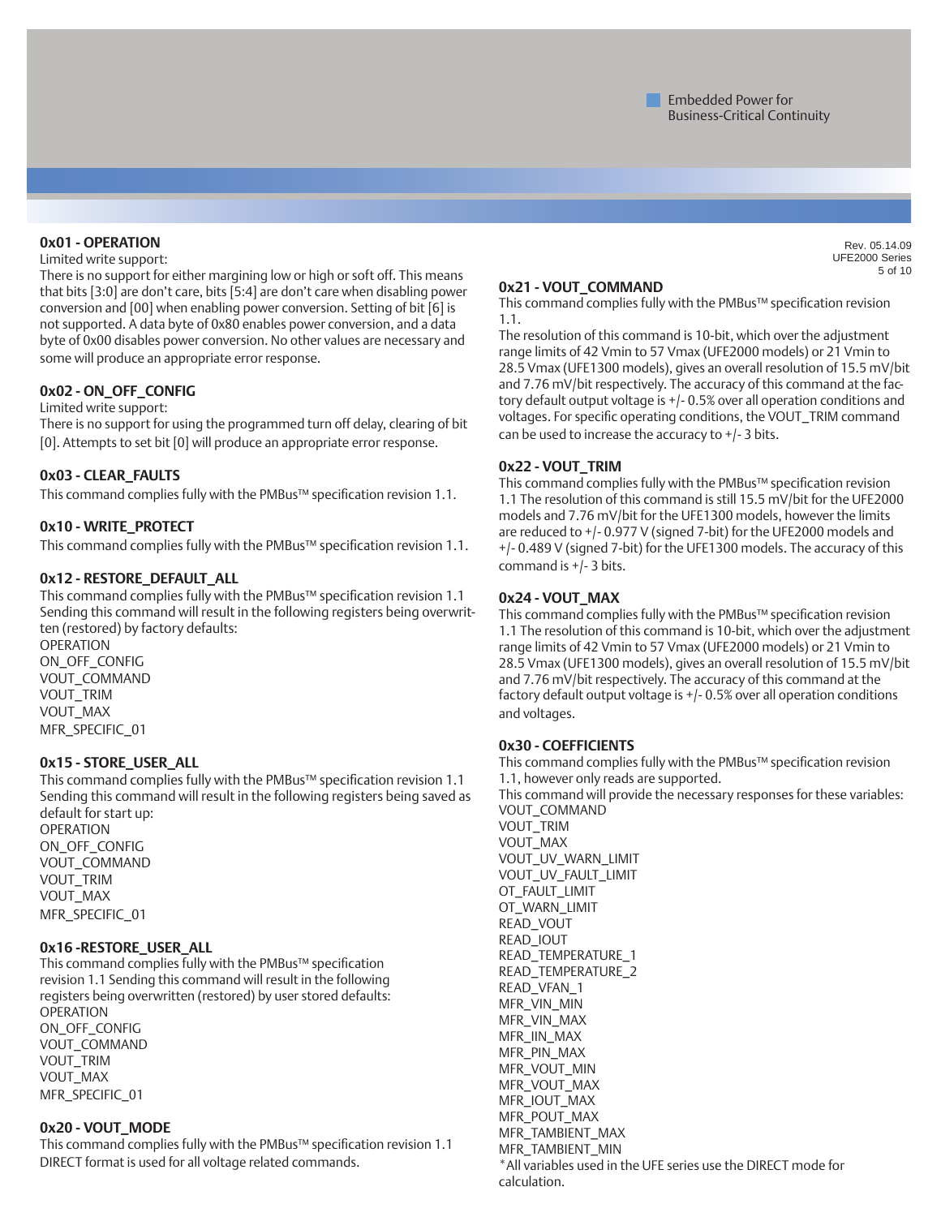### 0x01 - OPERATION

Limited write support:
There is no support for either margining low or high or soft off. This means that bits [3:0] are don't care, bits [5:4] are don't care when disabling power conversion and [00] when enabling power conversion. Setting of bit [6] is not supported. A data byte of 0x80 enables power conversion, and a data byte of 0x00 disables power conversion. No other values are necessary and some will produce an appropriate error response.

### 0x02 - ON_OFF_CONFIG

Limited write support:
There is no support for using the programmed turn off delay, clearing of bit [0]. Attempts to set bit [0] will produce an appropriate error response.

### 0x03 - CLEAR_FAULTS

This command complies fully with the PMBus™ specification revision 1.1.

### 0x10 - WRITE_PROTECT

This command complies fully with the PMBus™ specification revision 1.1.

### 0x12 - RESTORE_DEFAULT_ALL

This command complies fully with the PMBus™ specification revision 1.1 Sending this command will result in the following registers being overwritten (restored) by factory defaults:
OPERATION
ON_OFF_CONFIG
VOUT_COMMAND
VOUT_TRIM
VOUT_MAX
MFR_SPECIFIC_01

### 0x15 - STORE_USER_ALL

This command complies fully with the PMBus™ specification revision 1.1 Sending this command will result in the following registers being saved as default for start up:
OPERATION
ON_OFF_CONFIG
VOUT_COMMAND
VOUT_TRIM
VOUT_MAX
MFR_SPECIFIC_01

### 0x16 -RESTORE_USER_ALL

This command complies fully with the PMBus™ specification revision 1.1 Sending this command will result in the following registers being overwritten (restored) by user stored defaults:
OPERATION
ON_OFF_CONFIG
VOUT_COMMAND
VOUT_TRIM
VOUT_MAX
MFR_SPECIFIC_01

### 0x20 - VOUT_MODE

This command complies fully with the PMBus™ specification revision 1.1 DIRECT format is used for all voltage related commands.

### 0x21 - VOUT_COMMAND

This command complies fully with the PMBus™ specification revision 1.1.
The resolution of this command is 10-bit, which over the adjustment range limits of 42 Vmin to 57 Vmax (UFE2000 models) or 21 Vmin to 28.5 Vmax (UFE1300 models), gives an overall resolution of 15.5 mV/bit and 7.76 mV/bit respectively. The accuracy of this command at the factory default output voltage is +/- 0.5% over all operation conditions and voltages. For specific operating conditions, the VOUT_TRIM command can be used to increase the accuracy to +/- 3 bits.

### 0x22 - VOUT_TRIM

This command complies fully with the PMBus™ specification revision 1.1 The resolution of this command is still 15.5 mV/bit for the UFE2000 models and 7.76 mV/bit for the UFE1300 models, however the limits are reduced to +/- 0.977 V (signed 7-bit) for the UFE2000 models and +/- 0.489 V (signed 7-bit) for the UFE1300 models. The accuracy of this command is +/- 3 bits.

### 0x24 - VOUT_MAX

This command complies fully with the PMBus™ specification revision 1.1 The resolution of this command is 10-bit, which over the adjustment range limits of 42 Vmin to 57 Vmax (UFE2000 models) or 21 Vmin to 28.5 Vmax (UFE1300 models), gives an overall resolution of 15.5 mV/bit and 7.76 mV/bit respectively. The accuracy of this command at the factory default output voltage is +/- 0.5% over all operation conditions and voltages.

### 0x30 - COEFFICIENTS

This command complies fully with the PMBus™ specification revision 1.1, however only reads are supported.
This command will provide the necessary responses for these variables:
VOUT_COMMAND
VOUT_TRIM
VOUT_MAX
VOUT_UV_WARN_LIMIT
VOUT_UV_FAULT_LIMIT
OT_FAULT_LIMIT
OT_WARN_LIMIT
READ_VOUT
READ_IOUT
READ_TEMPERATURE_1
READ_TEMPERATURE_2
READ_VFAN_1
MFR_VIN_MIN
MFR_VIN_MAX
MFR_IIN_MAX
MFR_PIN_MAX
MFR_VOUT_MIN
MFR_VOUT_MAX
MFR_IOUT_MAX
MFR_POUT_MAX
MFR_TAMBIENT_MAX
MFR_TAMBIENT_MIN
*All variables used in the UFE series use the DIRECT mode for calculation.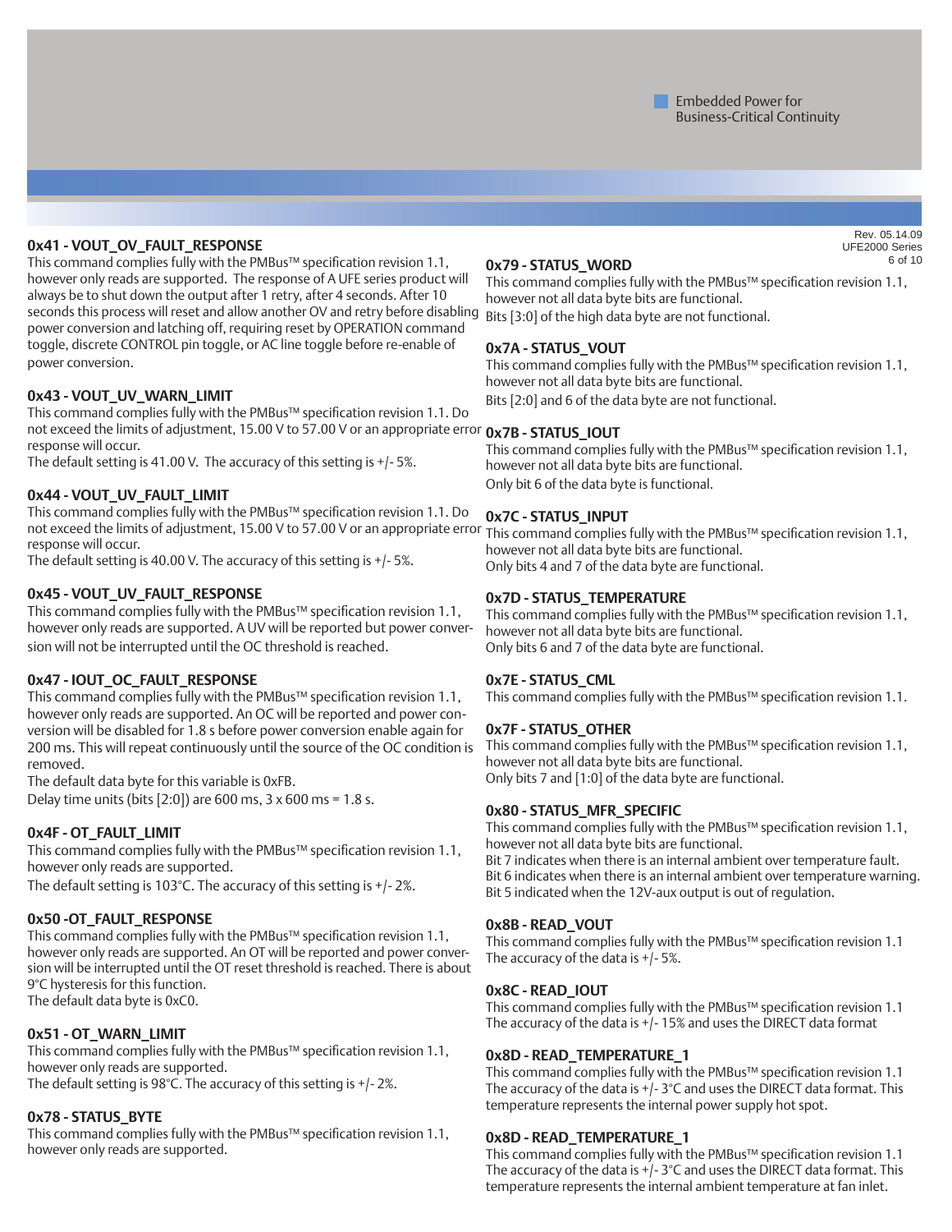### 0x41 - VOUT_OV_FAULT_RESPONSE

This command complies fully with the PMBus™ specification revision 1.1, however only reads are supported. The response of A UFE series product will always be to shut down the output after 1 retry, after 4 seconds. After 10 seconds this process will reset and allow another OV and retry before disabling power conversion and latching off, requiring reset by OPERATION command toggle, discrete CONTROL pin toggle, or AC line toggle before re-enable of power conversion.

### 0x43 - VOUT_UV_WARN_LIMIT

This command complies fully with the PMBus™ specification revision 1.1. Do not exceed the limits of adjustment, 15.00 V to 57.00 V or an appropriate error response will occur.
The default setting is 41.00 V. The accuracy of this setting is +/- 5%.

### 0x44 - VOUT_UV_FAULT_LIMIT

This command complies fully with the PMBus™ specification revision 1.1. Do not exceed the limits of adjustment, 15.00 V to 57.00 V or an appropriate error response will occur.
The default setting is 40.00 V. The accuracy of this setting is +/- 5%.

### 0x45 - VOUT_UV_FAULT_RESPONSE

This command complies fully with the PMBus™ specification revision 1.1, however only reads are supported. A UV will be reported but power conversion will not be interrupted until the OC threshold is reached.

### 0x47 - IOUT_OC_FAULT_RESPONSE

This command complies fully with the PMBus™ specification revision 1.1, however only reads are supported. An OC will be reported and power conversion will be disabled for 1.8 s before power conversion enable again for 200 ms. This will repeat continuously until the source of the OC condition is removed.
The default data byte for this variable is 0xFB.
Delay time units (bits [2:0]) are 600 ms, 3 x 600 ms = 1.8 s.

### 0x4F - OT_FAULT_LIMIT

This command complies fully with the PMBus™ specification revision 1.1, however only reads are supported.
The default setting is 103°C. The accuracy of this setting is +/- 2%.

### 0x50 -OT_FAULT_RESPONSE

This command complies fully with the PMBus™ specification revision 1.1, however only reads are supported. An OT will be reported and power conversion will be interrupted until the OT reset threshold is reached. There is about 9°C hysteresis for this function.
The default data byte is 0xC0.

### 0x51 - OT_WARN_LIMIT

This command complies fully with the PMBus™ specification revision 1.1, however only reads are supported.
The default setting is 98°C. The accuracy of this setting is +/- 2%.

### 0x78 - STATUS_BYTE

This command complies fully with the PMBus™ specification revision 1.1, however only reads are supported.

### 0x79 - STATUS_WORD

This command complies fully with the PMBus™ specification revision 1.1, however not all data byte bits are functional.
Bits [3:0] of the high data byte are not functional.

### 0x7A - STATUS_VOUT

This command complies fully with the PMBus™ specification revision 1.1, however not all data byte bits are functional.
Bits [2:0] and 6 of the data byte are not functional.

### 0x7B - STATUS_IOUT

This command complies fully with the PMBus™ specification revision 1.1, however not all data byte bits are functional.
Only bit 6 of the data byte is functional.

### 0x7C - STATUS_INPUT

This command complies fully with the PMBus™ specification revision 1.1, however not all data byte bits are functional.
Only bits 4 and 7 of the data byte are functional.

### 0x7D - STATUS_TEMPERATURE

This command complies fully with the PMBus™ specification revision 1.1, however not all data byte bits are functional.
Only bits 6 and 7 of the data byte are functional.

### 0x7E - STATUS_CML

This command complies fully with the PMBus™ specification revision 1.1.

### 0x7F - STATUS_OTHER

This command complies fully with the PMBus™ specification revision 1.1, however not all data byte bits are functional.
Only bits 7 and [1:0] of the data byte are functional.

### 0x80 - STATUS_MFR_SPECIFIC

This command complies fully with the PMBus™ specification revision 1.1, however not all data byte bits are functional.
Bit 7 indicates when there is an internal ambient over temperature fault.
Bit 6 indicates when there is an internal ambient over temperature warning.
Bit 5 indicated when the 12V-aux output is out of regulation.

### 0x8B - READ_VOUT

This command complies fully with the PMBus™ specification revision 1.1
The accuracy of the data is +/- 5%.

### 0x8C - READ_IOUT

This command complies fully with the PMBus™ specification revision 1.1
The accuracy of the data is +/- 15% and uses the DIRECT data format

### 0x8D - READ_TEMPERATURE_1

This command complies fully with the PMBus™ specification revision 1.1
The accuracy of the data is +/- 3°C and uses the DIRECT data format. This temperature represents the internal power supply hot spot.

### 0x8D - READ_TEMPERATURE_1

This command complies fully with the PMBus™ specification revision 1.1
The accuracy of the data is +/- 3°C and uses the DIRECT data format. This temperature represents the internal ambient temperature at fan inlet.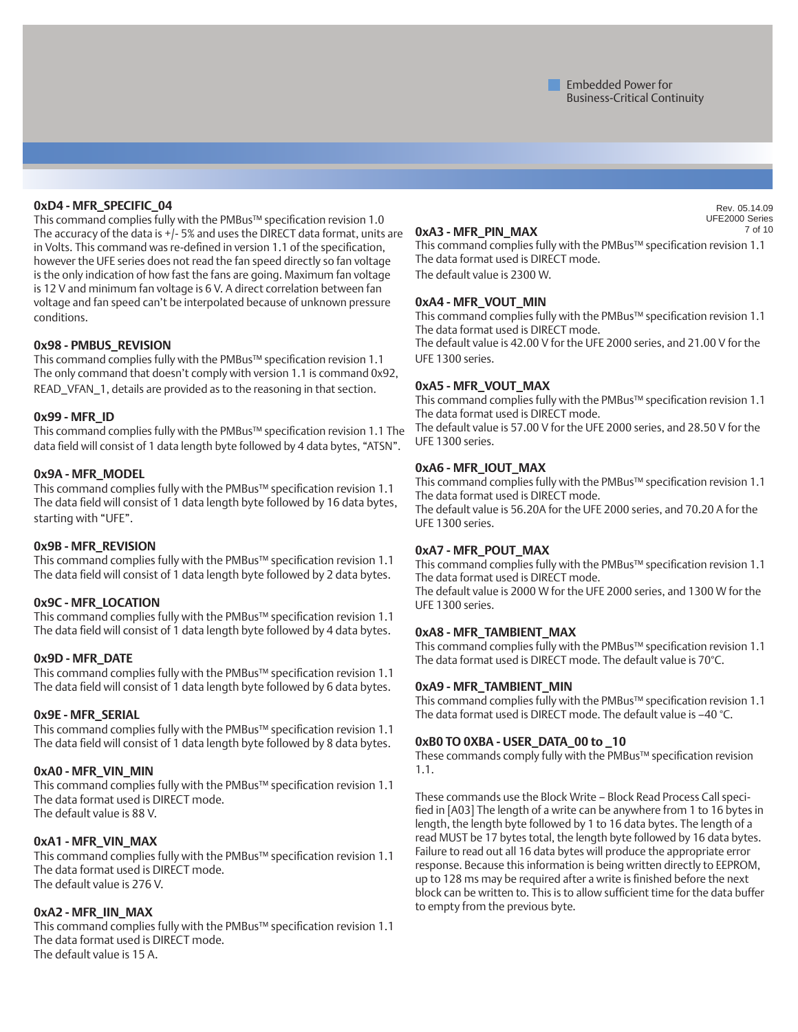### 0xD4 - MFR_SPECIFIC_04

This command complies fully with the PMBus™ specification revision 1.0 The accuracy of the data is +/- 5% and uses the DIRECT data format, units are in Volts. This command was re-defined in version 1.1 of the specification, however the UFE series does not read the fan speed directly so fan voltage is the only indication of how fast the fans are going. Maximum fan voltage is 12 V and minimum fan voltage is 6 V. A direct correlation between fan voltage and fan speed can't be interpolated because of unknown pressure conditions.

### 0x98 - PMBUS_REVISION

This command complies fully with the PMBus™ specification revision 1.1 The only command that doesn't comply with version 1.1 is command 0x92, READ_VFAN_1, details are provided as to the reasoning in that section.

### 0x99 - MFR_ID

This command complies fully with the PMBus™ specification revision 1.1 The data field will consist of 1 data length byte followed by 4 data bytes, "ATSN".

### 0x9A - MFR_MODEL

This command complies fully with the PMBus™ specification revision 1.1 The data field will consist of 1 data length byte followed by 16 data bytes, starting with "UFE".

### 0x9B - MFR_REVISION

This command complies fully with the PMBus™ specification revision 1.1 The data field will consist of 1 data length byte followed by 2 data bytes.

### 0x9C - MFR_LOCATION

This command complies fully with the PMBus™ specification revision 1.1 The data field will consist of 1 data length byte followed by 4 data bytes.

### 0x9D - MFR_DATE

This command complies fully with the PMBus™ specification revision 1.1 The data field will consist of 1 data length byte followed by 6 data bytes.

### 0x9E - MFR_SERIAL

This command complies fully with the PMBus™ specification revision 1.1 The data field will consist of 1 data length byte followed by 8 data bytes.

### 0xA0 - MFR_VIN_MIN

This command complies fully with the PMBus™ specification revision 1.1 The data format used is DIRECT mode.
The default value is 88 V.

### 0xA1 - MFR_VIN_MAX

This command complies fully with the PMBus™ specification revision 1.1 The data format used is DIRECT mode.
The default value is 276 V.

### 0xA2 - MFR_IIN_MAX

This command complies fully with the PMBus™ specification revision 1.1 The data format used is DIRECT mode.
The default value is 15 A.

### 0xA3 - MFR_PIN_MAX

This command complies fully with the PMBus™ specification revision 1.1 The data format used is DIRECT mode.
The default value is 2300 W.

### 0xA4 - MFR_VOUT_MIN

This command complies fully with the PMBus™ specification revision 1.1 The data format used is DIRECT mode.
The default value is 42.00 V for the UFE 2000 series, and 21.00 V for the UFE 1300 series.

### 0xA5 - MFR_VOUT_MAX

This command complies fully with the PMBus™ specification revision 1.1 The data format used is DIRECT mode.
The default value is 57.00 V for the UFE 2000 series, and 28.50 V for the UFE 1300 series.

### 0xA6 - MFR_IOUT_MAX

This command complies fully with the PMBus™ specification revision 1.1 The data format used is DIRECT mode.
The default value is 56.20A for the UFE 2000 series, and 70.20 A for the UFE 1300 series.

### 0xA7 - MFR_POUT_MAX

This command complies fully with the PMBus™ specification revision 1.1 The data format used is DIRECT mode.
The default value is 2000 W for the UFE 2000 series, and 1300 W for the UFE 1300 series.

### 0xA8 - MFR_TAMBIENT_MAX

This command complies fully with the PMBus™ specification revision 1.1 The data format used is DIRECT mode. The default value is 70°C.

### 0xA9 - MFR_TAMBIENT_MIN

This command complies fully with the PMBus™ specification revision 1.1 The data format used is DIRECT mode. The default value is –40 °C.

### 0xB0 TO 0XBA - USER_DATA_00 to _10

These commands comply fully with the PMBus™ specification revision 1.1.

These commands use the Block Write – Block Read Process Call specified in [A03] The length of a write can be anywhere from 1 to 16 bytes in length, the length byte followed by 1 to 16 data bytes. The length of a read MUST be 17 bytes total, the length byte followed by 16 data bytes. Failure to read out all 16 data bytes will produce the appropriate error response. Because this information is being written directly to EEPROM, up to 128 ms may be required after a write is finished before the next block can be written to. This is to allow sufficient time for the data buffer to empty from the previous byte.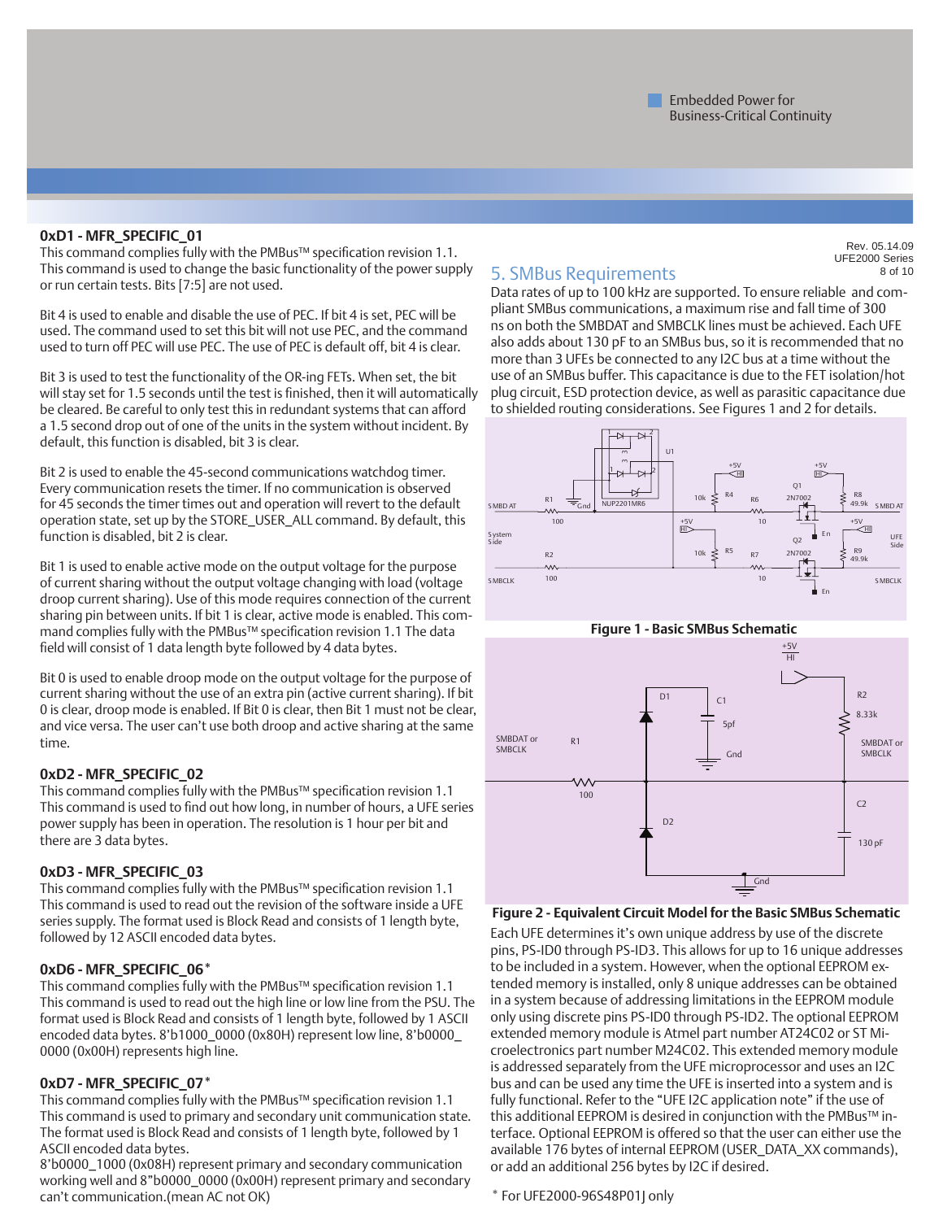### 0xD1 - MFR_SPECIFIC_01

This command complies fully with the PMBus™ specification revision 1.1. This command is used to change the basic functionality of the power supply or run certain tests. Bits [7:5] are not used.

Bit 4 is used to enable and disable the use of PEC. If bit 4 is set, PEC will be used. The command used to set this bit will not use PEC, and the command used to turn off PEC will use PEC. The use of PEC is default off, bit 4 is clear.

Bit 3 is used to test the functionality of the OR-ing FETs. When set, the bit will stay set for 1.5 seconds until the test is finished, then it will automatically be cleared. Be careful to only test this in redundant systems that can afford a 1.5 second drop out of one of the units in the system without incident. By default, this function is disabled, bit 3 is clear.

Bit 2 is used to enable the 45-second communications watchdog timer. Every communication resets the timer. If no communication is observed for 45 seconds the timer times out and operation will revert to the default operation state, set up by the STORE_USER_ALL command. By default, this function is disabled, bit 2 is clear.

Bit 1 is used to enable active mode on the output voltage for the purpose of current sharing without the output voltage changing with load (voltage droop current sharing). Use of this mode requires connection of the current sharing pin between units. If bit 1 is clear, active mode is enabled. This command complies fully with the PMBus™ specification revision 1.1 The data field will consist of 1 data length byte followed by 4 data bytes.

Bit 0 is used to enable droop mode on the output voltage for the purpose of current sharing without the use of an extra pin (active current sharing). If bit 0 is clear, droop mode is enabled. If Bit 0 is clear, then Bit 1 must not be clear, and vice versa. The user can't use both droop and active sharing at the same time.

### 0xD2 - MFR_SPECIFIC_02

This command complies fully with the PMBus™ specification revision 1.1 This command is used to find out how long, in number of hours, a UFE series power supply has been in operation. The resolution is 1 hour per bit and there are 3 data bytes.

### 0xD3 - MFR_SPECIFIC_03

This command complies fully with the PMBus™ specification revision 1.1 This command is used to read out the revision of the software inside a UFE series supply. The format used is Block Read and consists of 1 length byte, followed by 12 ASCII encoded data bytes.

### 0xD6 - MFR_SPECIFIC_06*

This command complies fully with the PMBus™ specification revision 1.1 This command is used to read out the high line or low line from the PSU. The format used is Block Read and consists of 1 length byte, followed by 1 ASCII encoded data bytes. 8'b1000_0000 (0x80H) represent low line, 8'b0000_0000 (0x00H) represents high line.

### 0xD7 - MFR_SPECIFIC_07*

This command complies fully with the PMBus™ specification revision 1.1 This command is used to primary and secondary unit communication state. The format used is Block Read and consists of 1 length byte, followed by 1 ASCII encoded data bytes.

8'b0000_1000 (0x08H) represent primary and secondary communication working well and 8"b0000_0000 (0x00H) represent primary and secondary can't communication.(mean AC not OK)

## 5. SMBus Requirements

Data rates of up to 100 kHz are supported. To ensure reliable and compliant SMBus communications, a maximum rise and fall time of 300 ns on both the SMBDAT and SMBCLK lines must be achieved. Each UFE also adds about 130 pF to an SMBus bus, so it is recommended that no more than 3 UFEs be connected to any I2C bus at a time without the use of an SMBus buffer. This capacitance is due to the FET isolation/hot plug circuit, ESD protection device, as well as parasitic capacitance due to shielded routing considerations. See Figures 1 and 2 for details.

**Figure 1 - Basic SMBus Schematic**

**Figure 2 - Equivalent Circuit Model for the Basic SMBus Schematic**

Each UFE determines it's own unique address by use of the discrete pins, PS-ID0 through PS-ID3. This allows for up to 16 unique addresses to be included in a system. However, when the optional EEPROM extended memory is installed, only 8 unique addresses can be obtained in a system because of addressing limitations in the EEPROM module only using discrete pins PS-ID0 through PS-ID2. The optional EEPROM extended memory module is Atmel part number AT24C02 or ST Microelectronics part number M24C02. This extended memory module is addressed separately from the UFE microprocessor and uses an I2C bus and can be used any time the UFE is inserted into a system and is fully functional. Refer to the "UFE I2C application note" if the use of this additional EEPROM is desired in conjunction with the PMBus™ interface. Optional EEPROM is offered so that the user can either use the available 176 bytes of internal EEPROM (USER_DATA_XX commands), or add an additional 256 bytes by I2C if desired.

* For UFE2000-96S48P01J only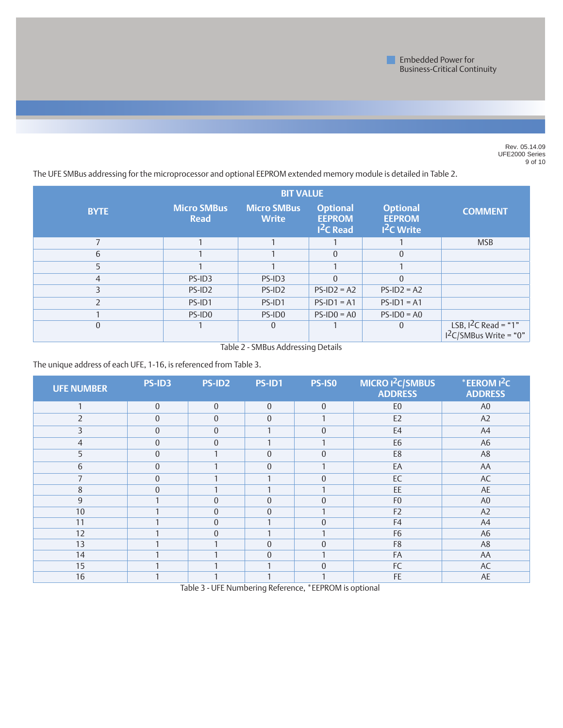The UFE SMBus addressing for the microprocessor and optional EEPROM extended memory module is detailed in Table 2.

| BYTE | BIT VALUE | | | | COMMENT |
|---|---|---|---|---|---|
| | Micro SMBus Read | Micro SMBus Write | Optional EEPROM $I^2C$ Read | Optional EEPROM $I^2C$ Write | |
| 7 | 1 | 1 | 1 | 1 | MSB |
| 6 | 1 | 1 | 0 | 0 | |
| 5 | 1 | 1 | 1 | 1 | |
| 4 | PS-ID3 | PS-ID3 | 0 | 0 | |
| 3 | PS-ID2 | PS-ID2 | PS-ID2 = A2 | PS-ID2 = A2 | |
| 2 | PS-ID1 | PS-ID1 | PS-ID1 = A1 | PS-ID1 = A1 | |
| 1 | PS-ID0 | PS-ID0 | PS-ID0 = A0 | PS-ID0 = A0 | |
| 0 | 1 | 0 | 1 | 0 | LSB, $I^2C$ Read = "1" $I^2C$/SMBus Write = "0" |

Table 2 - SMBus Addressing Details

The unique address of each UFE, 1-16, is referenced from Table 3.

| UFE NUMBER | PS-ID3 | PS-ID2 | PS-ID1 | PS-IS0 | MICRO $I^2C$/SMBUS ADDRESS | *EEROM $I^2C$ ADDRESS |
|---|---|---|---|---|---|---|
| 1 | 0 | 0 | 0 | 0 | E0 | A0 |
| 2 | 0 | 0 | 0 | 1 | E2 | A2 |
| 3 | 0 | 0 | 1 | 0 | E4 | A4 |
| 4 | 0 | 0 | 1 | 1 | E6 | A6 |
| 5 | 0 | 1 | 0 | 0 | E8 | A8 |
| 6 | 0 | 1 | 0 | 1 | EA | AA |
| 7 | 0 | 1 | 1 | 0 | EC | AC |
| 8 | 0 | 1 | 1 | 1 | EE | AE |
| 9 | 1 | 0 | 0 | 0 | F0 | A0 |
| 10 | 1 | 0 | 0 | 1 | F2 | A2 |
| 11 | 1 | 0 | 1 | 0 | F4 | A4 |
| 12 | 1 | 0 | 1 | 1 | F6 | A6 |
| 13 | 1 | 1 | 0 | 0 | F8 | A8 |
| 14 | 1 | 1 | 0 | 1 | FA | AA |
| 15 | 1 | 1 | 1 | 0 | FC | AC |
| 16 | 1 | 1 | 1 | 1 | FE | AE |

Table 3 - UFE Numbering Reference, *EEPROM is optional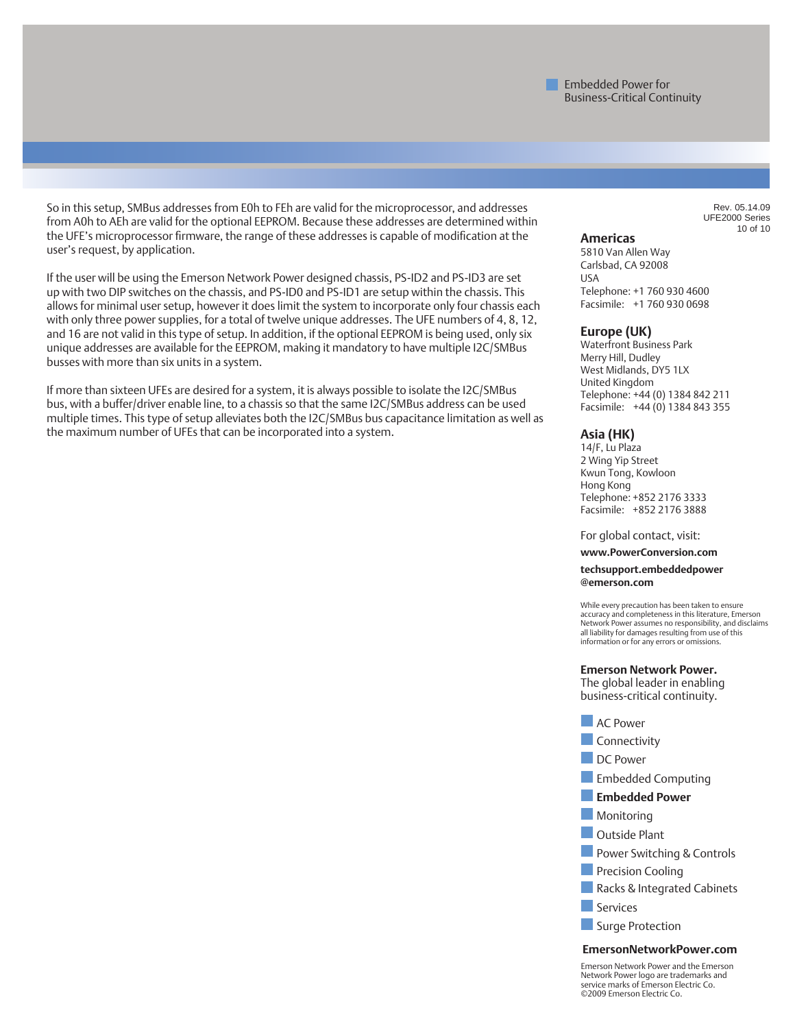So in this setup, SMBus addresses from E0h to FEh are valid for the microprocessor, and addresses from A0h to AEh are valid for the optional EEPROM. Because these addresses are determined within the UFE's microprocessor firmware, the range of these addresses is capable of modification at the user's request, by application.

If the user will be using the Emerson Network Power designed chassis, PS-ID2 and PS-ID3 are set up with two DIP switches on the chassis, and PS-ID0 and PS-ID1 are setup within the chassis. This allows for minimal user setup, however it does limit the system to incorporate only four chassis each with only three power supplies, for a total of twelve unique addresses. The UFE numbers of 4, 8, 12, and 16 are not valid in this type of setup. In addition, if the optional EEPROM is being used, only six unique addresses are available for the EEPROM, making it mandatory to have multiple I2C/SMBus busses with more than six units in a system.

If more than sixteen UFEs are desired for a system, it is always possible to isolate the I2C/SMBus bus, with a buffer/driver enable line, to a chassis so that the same I2C/SMBus address can be used multiple times. This type of setup alleviates both the I2C/SMBus bus capacitance limitation as well as the maximum number of UFEs that can be incorporated into a system.

Rev. 05.14.09
UFE2000 Series

### Americas

5810 Van Allen Way
Carlsbad, CA 92008
USA
Telephone: +1 760 930 4600
Facsimile: +1 760 930 0698

### Europe (UK)

Waterfront Business Park
Merry Hill, Dudley
West Midlands, DY5 1LX
United Kingdom
Telephone: +44 (0) 1384 842 211
Facsimile: +44 (0) 1384 843 355

### Asia (HK)

14/F, Lu Plaza
2 Wing Yip Street
Kwun Tong, Kowloon
Hong Kong
Telephone: +852 2176 3333
Facsimile: +852 2176 3888

For global contact, visit:

**www.PowerConversion.com**

**techsupport.embeddedpower@emerson.com**

While every precaution has been taken to ensure accuracy and completeness in this literature, Emerson Network Power assumes no responsibility, and disclaims all liability for damages resulting from use of this information or for any errors or omissions.

**Emerson Network Power.**
The global leader in enabling business-critical continuity.

- AC Power
- Connectivity
- DC Power
- Embedded Computing
- **Embedded Power**
- Monitoring
- Outside Plant
- Power Switching & Controls
- Precision Cooling
- Racks & Integrated Cabinets
- Services
- Surge Protection

**EmersonNetworkPower.com**

Emerson Network Power and the Emerson Network Power logo are trademarks and service marks of Emerson Electric Co. ©2009 Emerson Electric Co.